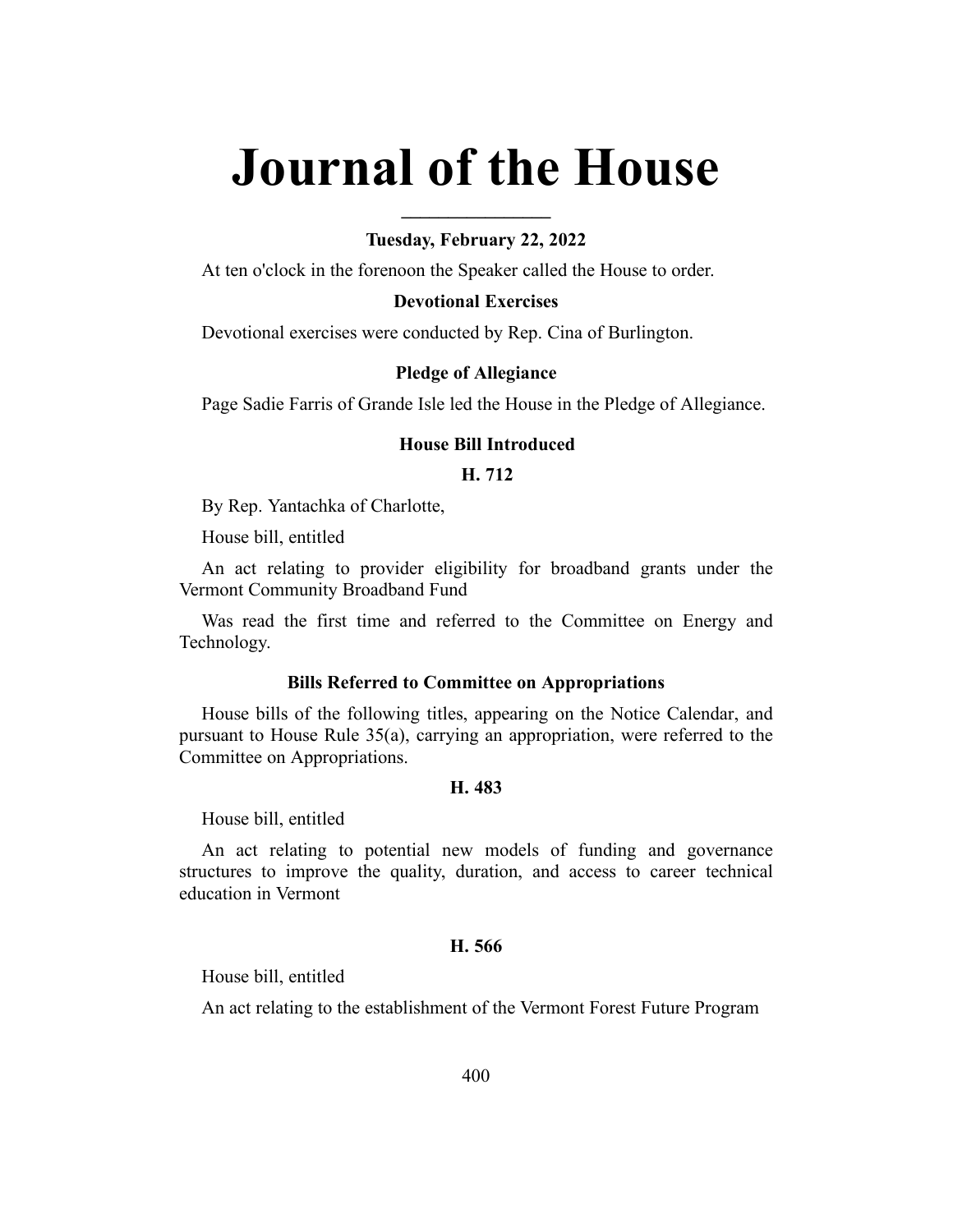# Journal of the House

**Tuesday, February 22, 2022**

At ten o'clock in the forenoon the Speaker called the House to order.

### Devotional Exercises

Devotional exercises were conducted by Rep. Cina of Burlington.

### Pledge of Allegiance

Page Sadie Farris of Grande Isle led the House in the Pledge of Allegiance.

### House Bill Introduced

**H. 712**

By Rep. Yantachka of Charlotte,

House bill, entitled

An act relating to provider eligibility for broadband grants under the Vermont Community Broadband Fund

Was read the first time and referred to the Committee on Energy and Technology.

### Bills Referred to Committee on Appropriations

House bills of the following titles, appearing on the Notice Calendar, and pursuant to House Rule 35(a), carrying an appropriation, were referred to the Committee on Appropriations.

**H. 483**

House bill, entitled

An act relating to potential new models of funding and governance structures to improve the quality, duration, and access to career technical education in Vermont

**H. 566**

House bill, entitled

An act relating to the establishment of the Vermont Forest Future Program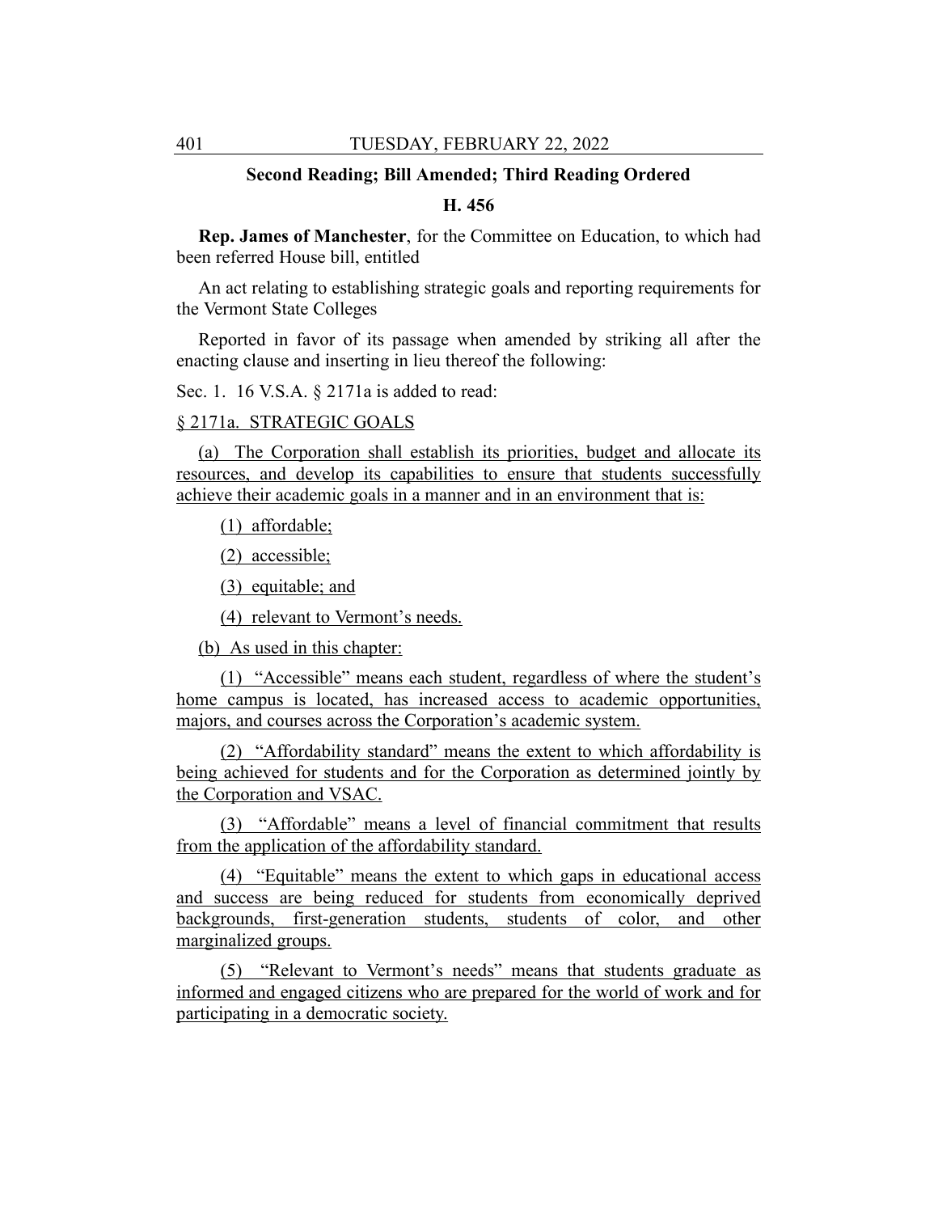**Second Reading; Bill Amended; Third Reading Ordered**

**H. 456**

**Rep. James of Manchester**, for the Committee on Education, to which had been referred House bill, entitled

An act relating to establishing strategic goals and reporting requirements for the Vermont State Colleges

Reported in favor of its passage when amended by striking all after the enacting clause and inserting in lieu thereof the following:

Sec. 1. 16 V.S.A. § 2171a is added to read:

§ 2171a. STRATEGIC GOALS

(a) The Corporation shall establish its priorities, budget and allocate its resources, and develop its capabilities to ensure that students successfully achieve their academic goals in a manner and in an environment that is:

(1) affordable;

(2) accessible;

(3) equitable; and

(4) relevant to Vermont's needs.

(b) As used in this chapter:

(1) "Accessible" means each student, regardless of where the student's home campus is located, has increased access to academic opportunities, majors, and courses across the Corporation's academic system.

(2) "Affordability standard" means the extent to which affordability is being achieved for students and for the Corporation as determined jointly by the Corporation and VSAC.

(3) "Affordable" means a level of financial commitment that results from the application of the affordability standard.

(4) "Equitable" means the extent to which gaps in educational access and success are being reduced for students from economically deprived backgrounds, first-generation students, students of color, and other marginalized groups.

(5) "Relevant to Vermont's needs" means that students graduate as informed and engaged citizens who are prepared for the world of work and for participating in a democratic society.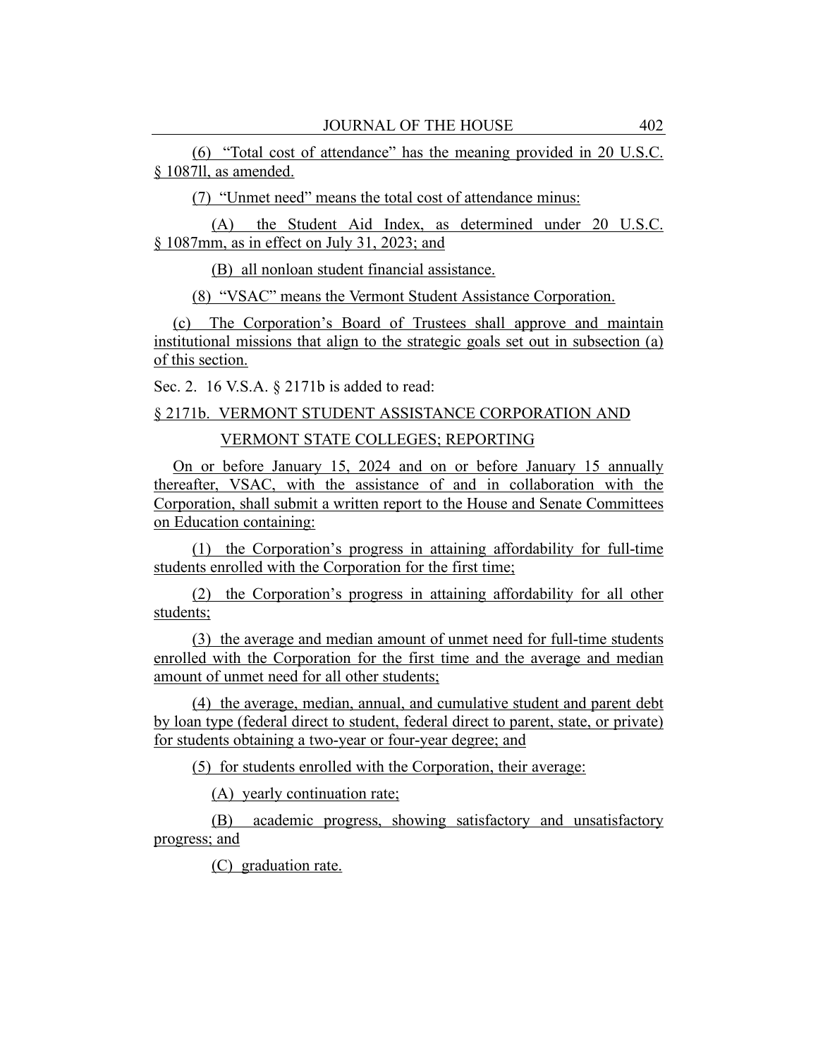(6) "Total cost of attendance" has the meaning provided in 20 U.S.C. § 1087ll, as amended.

(7) "Unmet need" means the total cost of attendance minus:

(A) the Student Aid Index, as determined under 20 U.S.C. § 1087mm, as in effect on July 31, 2023; and

(B) all nonloan student financial assistance.

(8) "VSAC" means the Vermont Student Assistance Corporation.

(c) The Corporation's Board of Trustees shall approve and maintain institutional missions that align to the strategic goals set out in subsection (a) of this section.

Sec. 2. 16 V.S.A. § 2171b is added to read:

§ 2171b. VERMONT STUDENT ASSISTANCE CORPORATION AND VERMONT STATE COLLEGES; REPORTING

On or before January 15, 2024 and on or before January 15 annually thereafter, VSAC, with the assistance of and in collaboration with the Corporation, shall submit a written report to the House and Senate Committees on Education containing:

(1) the Corporation's progress in attaining affordability for full-time students enrolled with the Corporation for the first time;

(2) the Corporation's progress in attaining affordability for all other students;

(3) the average and median amount of unmet need for full-time students enrolled with the Corporation for the first time and the average and median amount of unmet need for all other students;

(4) the average, median, annual, and cumulative student and parent debt by loan type (federal direct to student, federal direct to parent, state, or private) for students obtaining a two-year or four-year degree; and

(5) for students enrolled with the Corporation, their average:

(A) yearly continuation rate;

(B) academic progress, showing satisfactory and unsatisfactory progress; and

(C) graduation rate.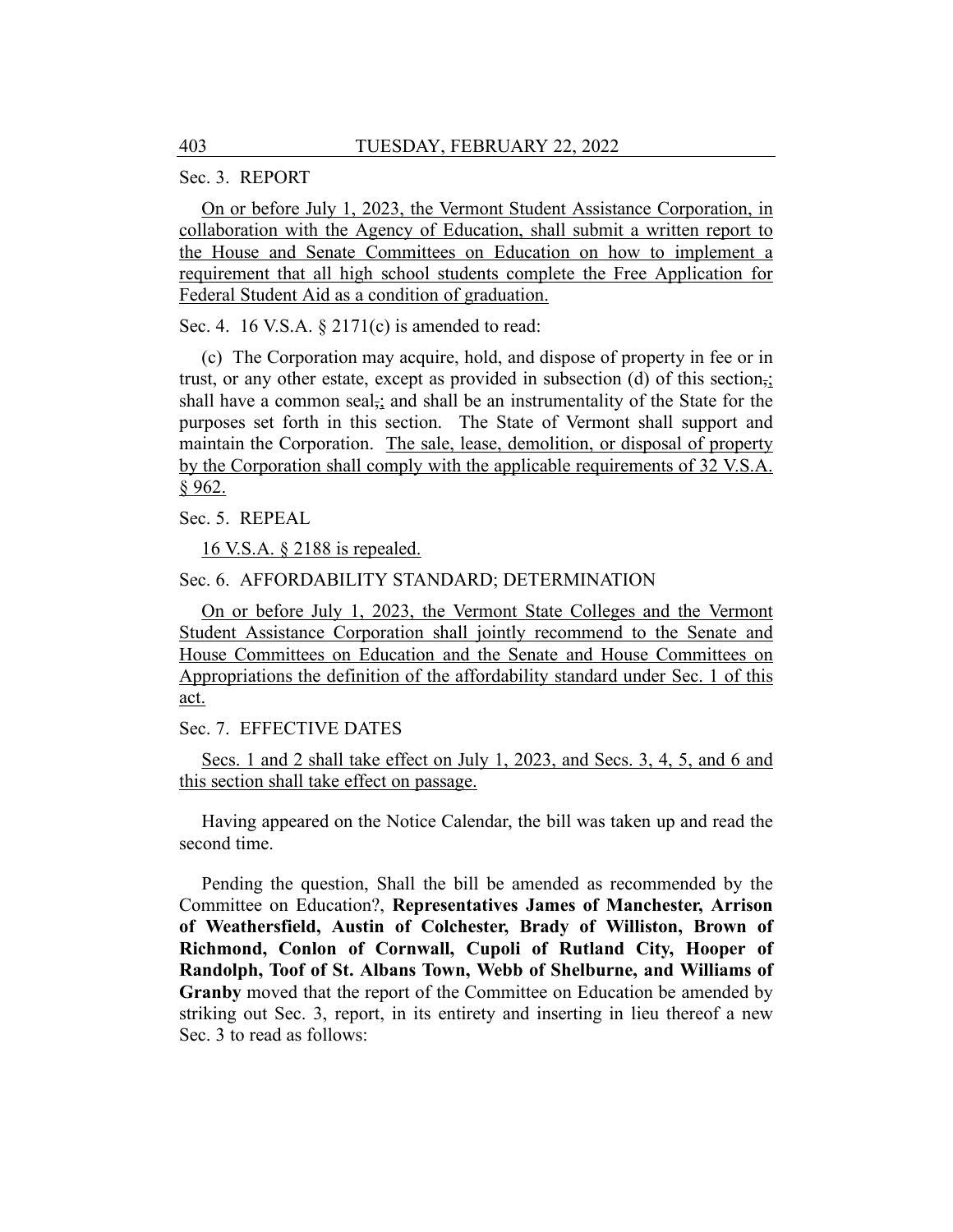Sec. 3. REPORT

On or before July 1, 2023, the Vermont Student Assistance Corporation, in collaboration with the Agency of Education, shall submit a written report to the House and Senate Committees on Education on how to implement a requirement that all high school students complete the Free Application for Federal Student Aid as a condition of graduation.

Sec. 4. 16 V.S.A. § 2171(c) is amended to read:

(c) The Corporation may acquire, hold, and dispose of property in fee or in trust, or any other estate, except as provided in subsection (d) of this section,; shall have a common seal,; and shall be an instrumentality of the State for the purposes set forth in this section. The State of Vermont shall support and maintain the Corporation. The sale, lease, demolition, or disposal of property by the Corporation shall comply with the applicable requirements of 32 V.S.A. § 962.

Sec. 5. REPEAL

16 V.S.A. § 2188 is repealed.

Sec. 6. AFFORDABILITY STANDARD; DETERMINATION

On or before July 1, 2023, the Vermont State Colleges and the Vermont Student Assistance Corporation shall jointly recommend to the Senate and House Committees on Education and the Senate and House Committees on Appropriations the definition of the affordability standard under Sec. 1 of this act.

Sec. 7. EFFECTIVE DATES

Secs. 1 and 2 shall take effect on July 1, 2023, and Secs. 3, 4, 5, and 6 and this section shall take effect on passage.

Having appeared on the Notice Calendar, the bill was taken up and read the second time.

Pending the question, Shall the bill be amended as recommended by the Committee on Education?, **Representatives James of Manchester, Arrison of Weathersfield, Austin of Colchester, Brady of Williston, Brown of Richmond, Conlon of Cornwall, Cupoli of Rutland City, Hooper of Randolph, Toof of St. Albans Town, Webb of Shelburne, and Williams of Granby** moved that the report of the Committee on Education be amended by striking out Sec. 3, report, in its entirety and inserting in lieu thereof a new Sec. 3 to read as follows: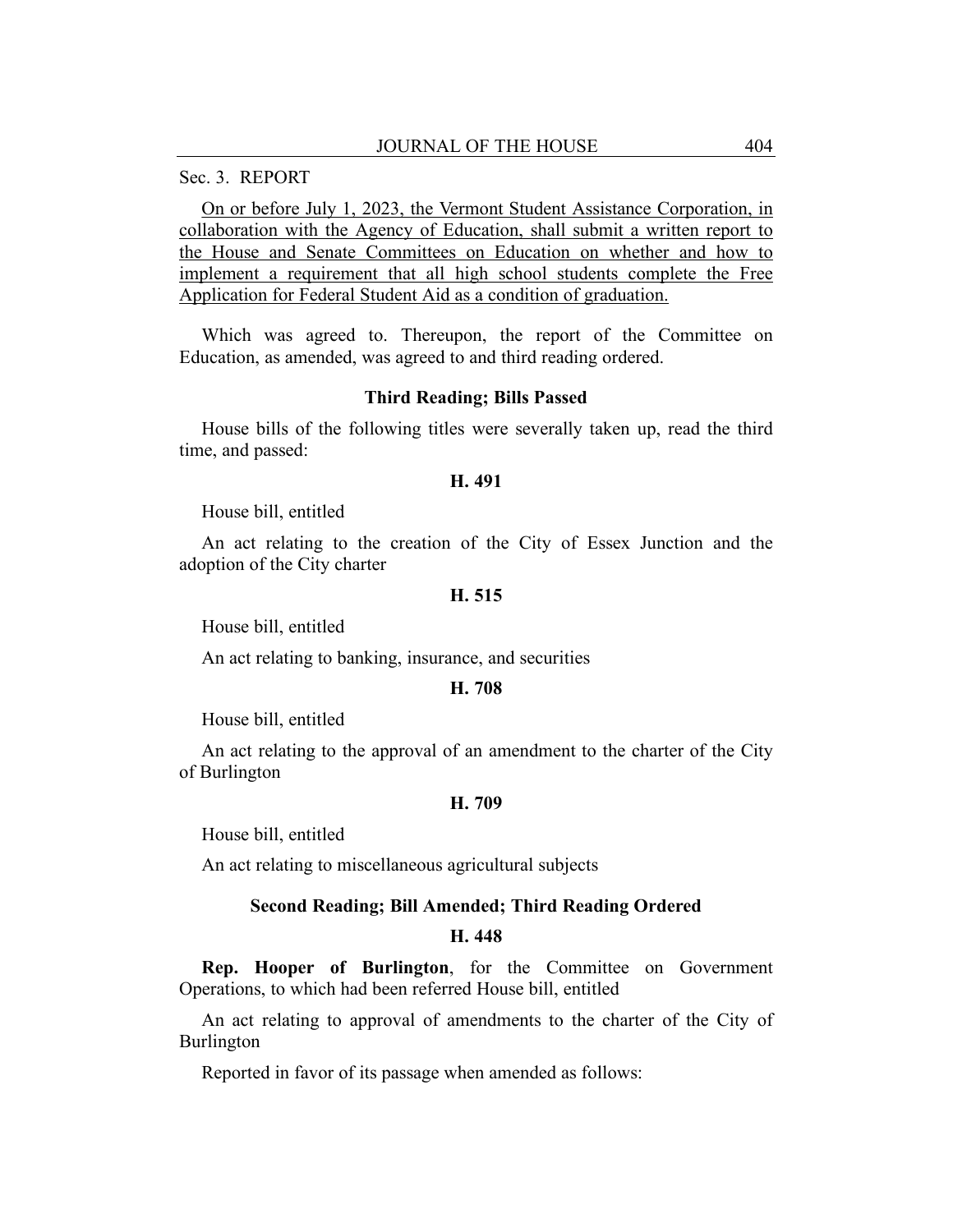Sec. 3. REPORT

On or before July 1, 2023, the Vermont Student Assistance Corporation, in collaboration with the Agency of Education, shall submit a written report to the House and Senate Committees on Education on whether and how to implement a requirement that all high school students complete the Free Application for Federal Student Aid as a condition of graduation.

Which was agreed to. Thereupon, the report of the Committee on Education, as amended, was agreed to and third reading ordered.

### Third Reading; Bills Passed

House bills of the following titles were severally taken up, read the third time, and passed:

#### H. 491

House bill, entitled

An act relating to the creation of the City of Essex Junction and the adoption of the City charter

#### H. 515

House bill, entitled

An act relating to banking, insurance, and securities

#### H. 708

House bill, entitled

An act relating to the approval of an amendment to the charter of the City of Burlington

#### H. 709

House bill, entitled

An act relating to miscellaneous agricultural subjects

### Second Reading; Bill Amended; Third Reading Ordered

#### H. 448

**Rep. Hooper of Burlington**, for the Committee on Government Operations, to which had been referred House bill, entitled

An act relating to approval of amendments to the charter of the City of Burlington

Reported in favor of its passage when amended as follows: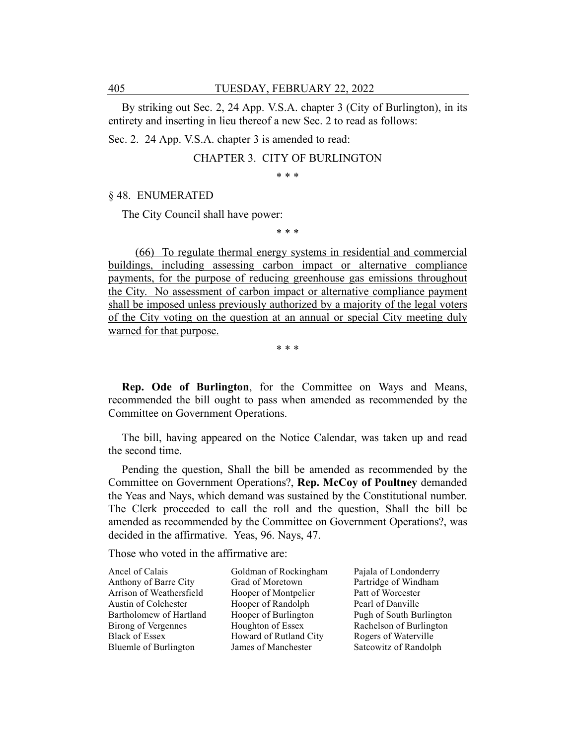By striking out Sec. 2, 24 App. V.S.A. chapter 3 (City of Burlington), in its entirety and inserting in lieu thereof a new Sec. 2 to read as follows:

Sec. 2. 24 App. V.S.A. chapter 3 is amended to read:

CHAPTER 3. CITY OF BURLINGTON

\* \* \*

§ 48. ENUMERATED

The City Council shall have power:

\* \* \*

(66) To regulate thermal energy systems in residential and commercial buildings, including assessing carbon impact or alternative compliance payments, for the purpose of reducing greenhouse gas emissions throughout the City. No assessment of carbon impact or alternative compliance payment shall be imposed unless previously authorized by a majority of the legal voters of the City voting on the question at an annual or special City meeting duly warned for that purpose.

\* \* \*

**Rep. Ode of Burlington**, for the Committee on Ways and Means, recommended the bill ought to pass when amended as recommended by the Committee on Government Operations.

The bill, having appeared on the Notice Calendar, was taken up and read the second time.

Pending the question, Shall the bill be amended as recommended by the Committee on Government Operations?, **Rep. McCoy of Poultney** demanded the Yeas and Nays, which demand was sustained by the Constitutional number. The Clerk proceeded to call the roll and the question, Shall the bill be amended as recommended by the Committee on Government Operations?, was decided in the affirmative. Yeas, 96. Nays, 47.

Those who voted in the affirmative are:

Ancel of Calais
Anthony of Barre City
Arrison of Weathersfield
Austin of Colchester
Bartholomew of Hartland
Birong of Vergennes
Black of Essex
Bluemle of Burlington
Goldman of Rockingham
Grad of Moretown
Hooper of Montpelier
Hooper of Randolph
Hooper of Burlington
Houghton of Essex
Howard of Rutland City
James of Manchester
Pajala of Londonderry
Partridge of Windham
Patt of Worcester
Pearl of Danville
Pugh of South Burlington
Rachelson of Burlington
Rogers of Waterville
Satcowitz of Randolph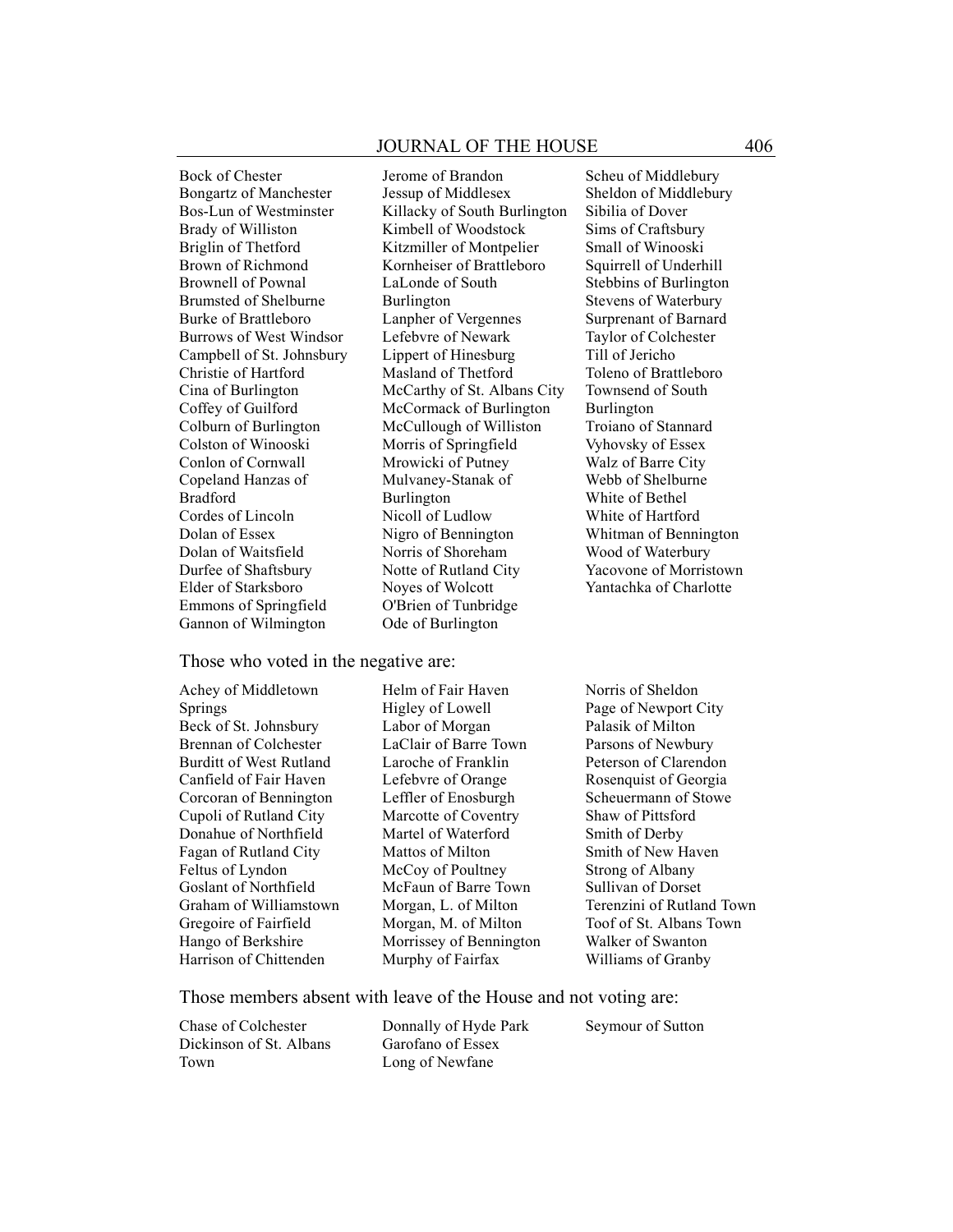Bock of Chester
Bongartz of Manchester
Bos-Lun of Westminster
Brady of Williston
Briglin of Thetford
Brown of Richmond
Brownell of Pownal
Brumsted of Shelburne
Burke of Brattleboro
Burrows of West Windsor
Campbell of St. Johnsbury
Christie of Hartford
Cina of Burlington
Coffey of Guilford
Colburn of Burlington
Colston of Winooski
Conlon of Cornwall
Copeland Hanzas of Bradford
Cordes of Lincoln
Dolan of Essex
Dolan of Waitsfield
Durfee of Shaftsbury
Elder of Starksboro
Emmons of Springfield
Gannon of Wilmington
Jerome of Brandon
Jessup of Middlesex
Killacky of South Burlington
Kimbell of Woodstock
Kitzmiller of Montpelier
Kornheiser of Brattleboro
LaLonde of South Burlington
Lanpher of Vergennes
Lefebvre of Newark
Lippert of Hinesburg
Masland of Thetford
McCarthy of St. Albans City
McCormack of Burlington
McCullough of Williston
Morris of Springfield
Mrowicki of Putney
Mulvaney-Stanak of Burlington
Nicoll of Ludlow
Nigro of Bennington
Norris of Shoreham
Notte of Rutland City
Noyes of Wolcott
O'Brien of Tunbridge
Ode of Burlington
Scheu of Middlebury
Sheldon of Middlebury
Sibilia of Dover
Sims of Craftsbury
Small of Winooski
Squirrell of Underhill
Stebbins of Burlington
Stevens of Waterbury
Surprenant of Barnard
Taylor of Colchester
Till of Jericho
Toleno of Brattleboro
Townsend of South Burlington
Troiano of Stannard
Vyhovsky of Essex
Walz of Barre City
Webb of Shelburne
White of Bethel
White of Hartford
Whitman of Bennington
Wood of Waterbury
Yacovone of Morristown
Yantachka of Charlotte

Those who voted in the negative are:

Achey of Middletown Springs
Beck of St. Johnsbury
Brennan of Colchester
Burditt of West Rutland
Canfield of Fair Haven
Corcoran of Bennington
Cupoli of Rutland City
Donahue of Northfield
Fagan of Rutland City
Feltus of Lyndon
Goslant of Northfield
Graham of Williamstown
Gregoire of Fairfield
Hango of Berkshire
Harrison of Chittenden
Helm of Fair Haven
Higley of Lowell
Labor of Morgan
LaClair of Barre Town
Laroche of Franklin
Lefebvre of Orange
Leffler of Enosburgh
Marcotte of Coventry
Martel of Waterford
Mattos of Milton
McCoy of Poultney
McFaun of Barre Town
Morgan, L. of Milton
Morgan, M. of Milton
Morrissey of Bennington
Murphy of Fairfax
Norris of Sheldon
Page of Newport City
Palasik of Milton
Parsons of Newbury
Peterson of Clarendon
Rosenquist of Georgia
Scheuermann of Stowe
Shaw of Pittsford
Smith of Derby
Smith of New Haven
Strong of Albany
Sullivan of Dorset
Terenzini of Rutland Town
Toof of St. Albans Town
Walker of Swanton
Williams of Granby

Those members absent with leave of the House and not voting are:

Chase of Colchester
Dickinson of St. Albans Town
Donnally of Hyde Park
Garofano of Essex
Long of Newfane
Seymour of Sutton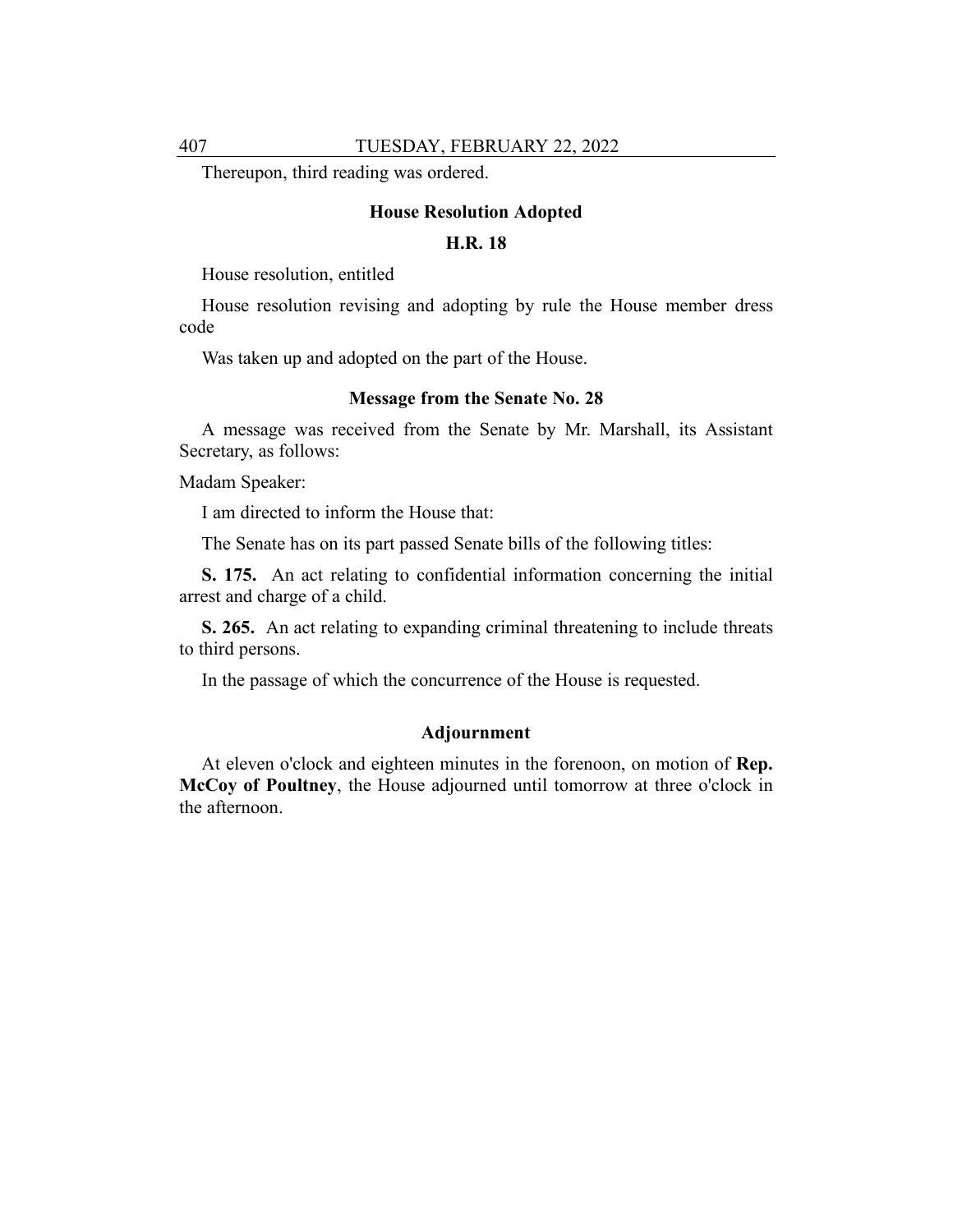Thereupon, third reading was ordered.

### House Resolution Adopted

### H.R. 18

House resolution, entitled

House resolution revising and adopting by rule the House member dress code

Was taken up and adopted on the part of the House.

### Message from the Senate No. 28

A message was received from the Senate by Mr. Marshall, its Assistant Secretary, as follows:

Madam Speaker:

I am directed to inform the House that:

The Senate has on its part passed Senate bills of the following titles:

**S. 175.** An act relating to confidential information concerning the initial arrest and charge of a child.

**S. 265.** An act relating to expanding criminal threatening to include threats to third persons.

In the passage of which the concurrence of the House is requested.

### Adjournment

At eleven o'clock and eighteen minutes in the forenoon, on motion of **Rep. McCoy of Poultney**, the House adjourned until tomorrow at three o'clock in the afternoon.